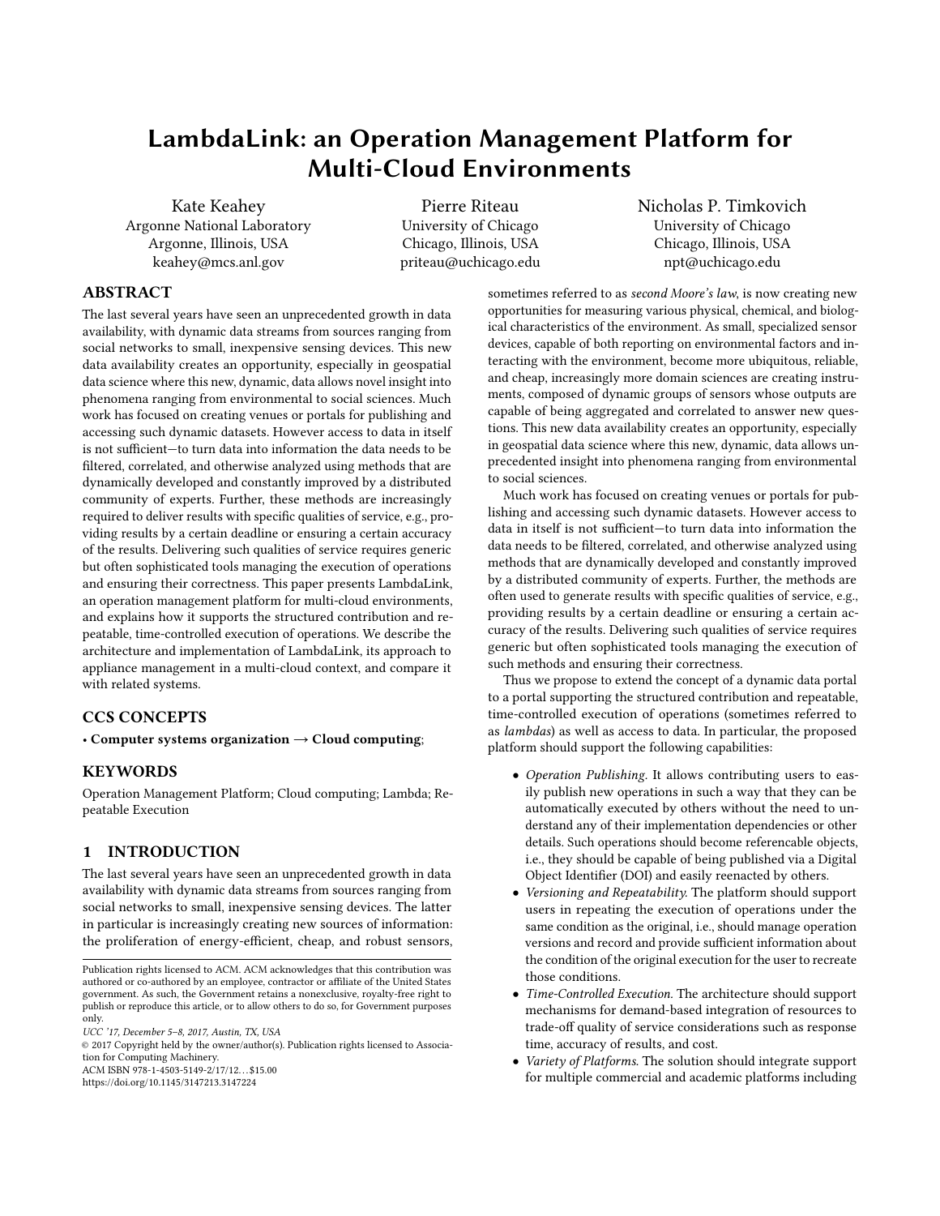# LambdaLink: an Operation Management Platform for Multi-Cloud Environments

Kate Keahey
Argonne National Laboratory
Argonne, Illinois, USA
keahey@mcs.anl.gov

Pierre Riteau
University of Chicago
Chicago, Illinois, USA
priteau@uchicago.edu

Nicholas P. Timkovich
University of Chicago
Chicago, Illinois, USA
npt@uchicago.edu

## ABSTRACT

The last several years have seen an unprecedented growth in data availability, with dynamic data streams from sources ranging from social networks to small, inexpensive sensing devices. This new data availability creates an opportunity, especially in geospatial data science where this new, dynamic, data allows novel insight into phenomena ranging from environmental to social sciences. Much work has focused on creating venues or portals for publishing and accessing such dynamic datasets. However access to data in itself is not sufficient—to turn data into information the data needs to be filtered, correlated, and otherwise analyzed using methods that are dynamically developed and constantly improved by a distributed community of experts. Further, these methods are increasingly required to deliver results with specific qualities of service, e.g., providing results by a certain deadline or ensuring a certain accuracy of the results. Delivering such qualities of service requires generic but often sophisticated tools managing the execution of operations and ensuring their correctness. This paper presents LambdaLink, an operation management platform for multi-cloud environments, and explains how it supports the structured contribution and repeatable, time-controlled execution of operations. We describe the architecture and implementation of LambdaLink, its approach to appliance management in a multi-cloud context, and compare it with related systems.

## CCS CONCEPTS

• **Computer systems organization → Cloud computing**;

## KEYWORDS

Operation Management Platform; Cloud computing; Lambda; Repeatable Execution

## 1 INTRODUCTION

The last several years have seen an unprecedented growth in data availability with dynamic data streams from sources ranging from social networks to small, inexpensive sensing devices. The latter in particular is increasingly creating new sources of information: the proliferation of energy-efficient, cheap, and robust sensors, sometimes referred to as *second Moore's law*, is now creating new opportunities for measuring various physical, chemical, and biological characteristics of the environment. As small, specialized sensor devices, capable of both reporting on environmental factors and interacting with the environment, become more ubiquitous, reliable, and cheap, increasingly more domain sciences are creating instruments, composed of dynamic groups of sensors whose outputs are capable of being aggregated and correlated to answer new questions. This new data availability creates an opportunity, especially in geospatial data science where this new, dynamic, data allows unprecedented insight into phenomena ranging from environmental to social sciences.

Much work has focused on creating venues or portals for publishing and accessing such dynamic datasets. However access to data in itself is not sufficient—to turn data into information the data needs to be filtered, correlated, and otherwise analyzed using methods that are dynamically developed and constantly improved by a distributed community of experts. Further, the methods are often used to generate results with specific qualities of service, e.g., providing results by a certain deadline or ensuring a certain accuracy of the results. Delivering such qualities of service requires generic but often sophisticated tools managing the execution of such methods and ensuring their correctness.

Thus we propose to extend the concept of a dynamic data portal to a portal supporting the structured contribution and repeatable, time-controlled execution of operations (sometimes referred to as *lambdas*) as well as access to data. In particular, the proposed platform should support the following capabilities:

- *Operation Publishing.* It allows contributing users to easily publish new operations in such a way that they can be automatically executed by others without the need to understand any of their implementation dependencies or other details. Such operations should become referencable objects, i.e., they should be capable of being published via a Digital Object Identifier (DOI) and easily reenacted by others.
- *Versioning and Repeatability.* The platform should support users in repeating the execution of operations under the same condition as the original, i.e., should manage operation versions and record and provide sufficient information about the condition of the original execution for the user to recreate those conditions.
- *Time-Controlled Execution.* The architecture should support mechanisms for demand-based integration of resources to trade-off quality of service considerations such as response time, accuracy of results, and cost.
- *Variety of Platforms.* The solution should integrate support for multiple commercial and academic platforms including

Publication rights licensed to ACM. ACM acknowledges that this contribution was authored or co-authored by an employee, contractor or affiliate of the United States government. As such, the Government retains a nonexclusive, royalty-free right to publish or reproduce this article, or to allow others to do so, for Government purposes only.
*UCC '17, December 5–8, 2017, Austin, TX, USA*
© 2017 Copyright held by the owner/author(s). Publication rights licensed to Association for Computing Machinery.
ACM ISBN 978-1-4503-5149-2/17/12…$15.00
https://doi.org/10.1145/3147213.3147224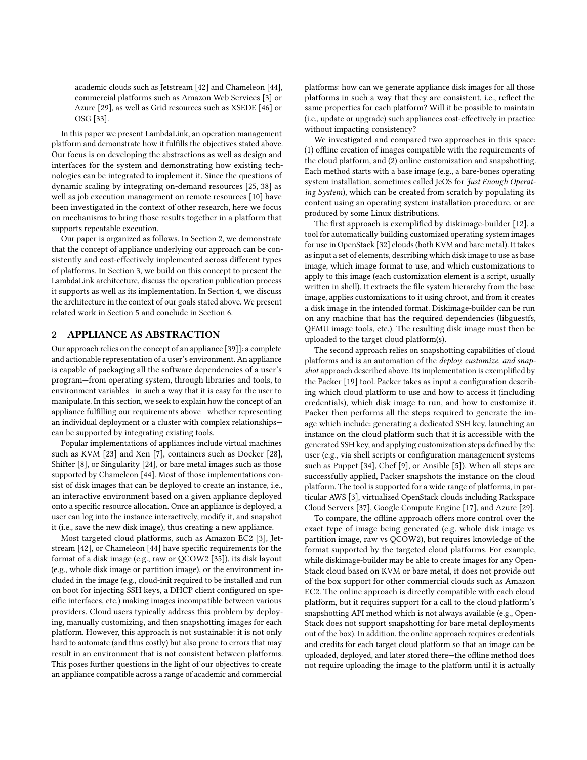academic clouds such as Jetstream [42] and Chameleon [44], commercial platforms such as Amazon Web Services [3] or Azure [29], as well as Grid resources such as XSEDE [46] or OSG [33].

In this paper we present LambdaLink, an operation management platform and demonstrate how it fulfills the objectives stated above. Our focus is on developing the abstractions as well as design and interfaces for the system and demonstrating how existing technologies can be integrated to implement it. Since the questions of dynamic scaling by integrating on-demand resources [25, 38] as well as job execution management on remote resources [10] have been investigated in the context of other research, here we focus on mechanisms to bring those results together in a platform that supports repeatable execution.

Our paper is organized as follows. In Section 2, we demonstrate that the concept of appliance underlying our approach can be consistently and cost-effectively implemented across different types of platforms. In Section 3, we build on this concept to present the LambdaLink architecture, discuss the operation publication process it supports as well as its implementation. In Section 4, we discuss the architecture in the context of our goals stated above. We present related work in Section 5 and conclude in Section 6.

## 2 APPLIANCE AS ABSTRACTION

Our approach relies on the concept of an appliance [39]]: a complete and actionable representation of a user's environment. An appliance is capable of packaging all the software dependencies of a user's program—from operating system, through libraries and tools, to environment variables—in such a way that it is easy for the user to manipulate. In this section, we seek to explain how the concept of an appliance fulfilling our requirements above—whether representing an individual deployment or a cluster with complex relationships—can be supported by integrating existing tools.

Popular implementations of appliances include virtual machines such as KVM [23] and Xen [7], containers such as Docker [28], Shifter [8], or Singularity [24], or bare metal images such as those supported by Chameleon [44]. Most of those implementations consist of disk images that can be deployed to create an instance, i.e., an interactive environment based on a given appliance deployed onto a specific resource allocation. Once an appliance is deployed, a user can log into the instance interactively, modify it, and snapshot it (i.e., save the new disk image), thus creating a new appliance.

Most targeted cloud platforms, such as Amazon EC2 [3], Jetstream [42], or Chameleon [44] have specific requirements for the format of a disk image (e.g., raw or QCOW2 [35]), its disk layout (e.g., whole disk image or partition image), or the environment included in the image (e.g., cloud-init required to be installed and run on boot for injecting SSH keys, a DHCP client configured on specific interfaces, etc.) making images incompatible between various providers. Cloud users typically address this problem by deploying, manually customizing, and then snapshotting images for each platform. However, this approach is not sustainable: it is not only hard to automate (and thus costly) but also prone to errors that may result in an environment that is not consistent between platforms. This poses further questions in the light of our objectives to create an appliance compatible across a range of academic and commercial platforms: how can we generate appliance disk images for all those platforms in such a way that they are consistent, i.e., reflect the same properties for each platform? Will it be possible to maintain (i.e., update or upgrade) such appliances cost-effectively in practice without impacting consistency?

We investigated and compared two approaches in this space: (1) offline creation of images compatible with the requirements of the cloud platform, and (2) online customization and snapshotting. Each method starts with a base image (e.g., a bare-bones operating system installation, sometimes called JeOS for *Just Enough Operating System*), which can be created from scratch by populating its content using an operating system installation procedure, or are produced by some Linux distributions.

The first approach is exemplified by diskimage-builder [12], a tool for automatically building customized operating system images for use in OpenStack [32] clouds (both KVM and bare metal). It takes as input a set of elements, describing which disk image to use as base image, which image format to use, and which customizations to apply to this image (each customization element is a script, usually written in shell). It extracts the file system hierarchy from the base image, applies customizations to it using chroot, and from it creates a disk image in the intended format. Diskimage-builder can be run on any machine that has the required dependencies (libguestfs, QEMU image tools, etc.). The resulting disk image must then be uploaded to the target cloud platform(s).

The second approach relies on snapshotting capabilities of cloud platforms and is an automation of the *deploy, customize, and snapshot* approach described above. Its implementation is exemplified by the Packer [19] tool. Packer takes as input a configuration describing which cloud platform to use and how to access it (including credentials), which disk image to run, and how to customize it. Packer then performs all the steps required to generate the image which include: generating a dedicated SSH key, launching an instance on the cloud platform such that it is accessible with the generated SSH key, and applying customization steps defined by the user (e.g., via shell scripts or configuration management systems such as Puppet [34], Chef [9], or Ansible [5]). When all steps are successfully applied, Packer snapshots the instance on the cloud platform. The tool is supported for a wide range of platforms, in particular AWS [3], virtualized OpenStack clouds including Rackspace Cloud Servers [37], Google Compute Engine [17], and Azure [29].

To compare, the offline approach offers more control over the exact type of image being generated (e.g. whole disk image vs partition image, raw vs QCOW2), but requires knowledge of the format supported by the targeted cloud platforms. For example, while diskimage-builder may be able to create images for any OpenStack cloud based on KVM or bare metal, it does not provide out of the box support for other commercial clouds such as Amazon EC2. The online approach is directly compatible with each cloud platform, but it requires support for a call to the cloud platform's snapshotting API method which is not always available (e.g., OpenStack does not support snapshotting for bare metal deployments out of the box). In addition, the online approach requires credentials and credits for each target cloud platform so that an image can be uploaded, deployed, and later stored there—the offline method does not require uploading the image to the platform until it is actually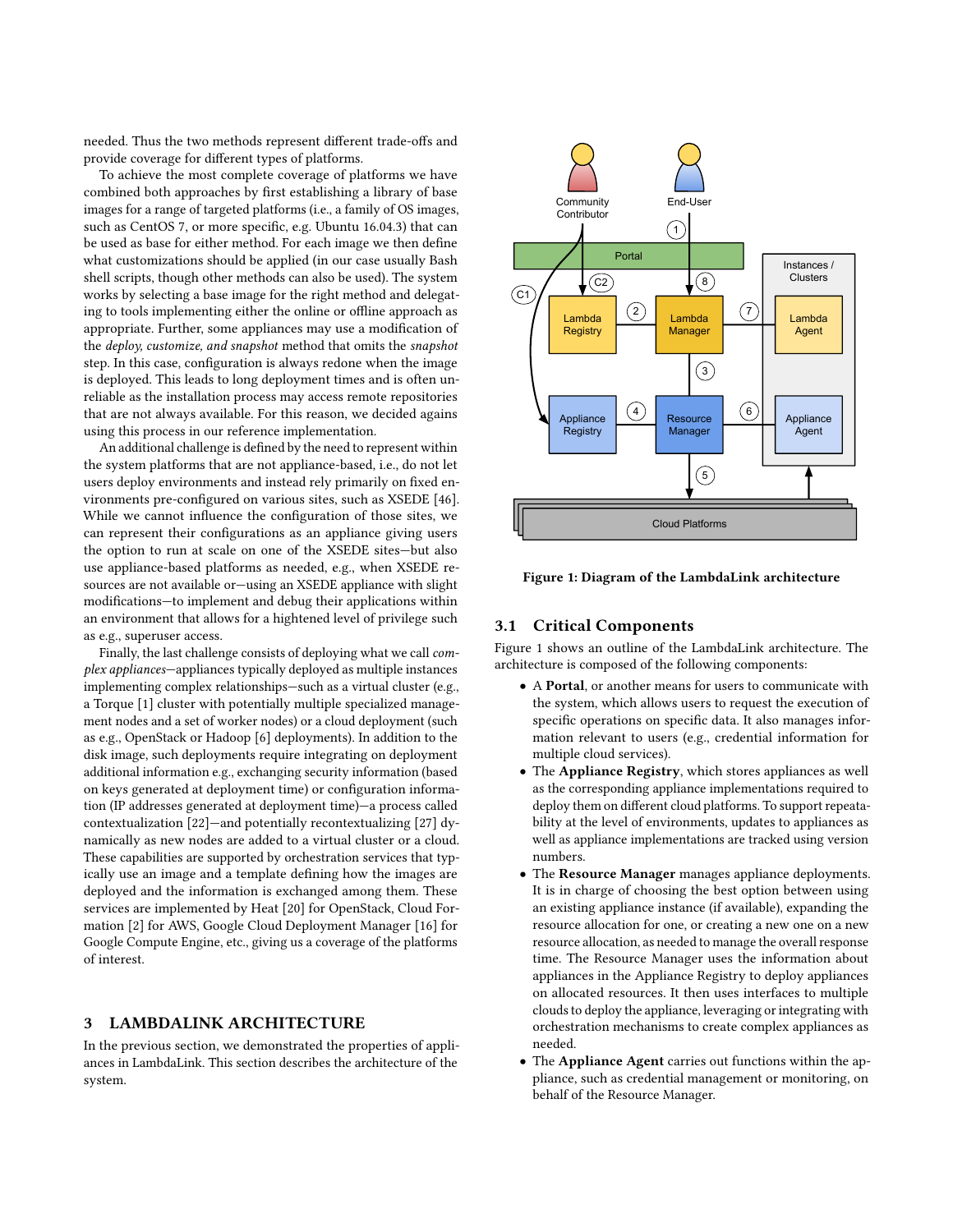needed. Thus the two methods represent different trade-offs and provide coverage for different types of platforms.

To achieve the most complete coverage of platforms we have combined both approaches by first establishing a library of base images for a range of targeted platforms (i.e., a family of OS images, such as CentOS 7, or more specific, e.g. Ubuntu 16.04.3) that can be used as base for either method. For each image we then define what customizations should be applied (in our case usually Bash shell scripts, though other methods can also be used). The system works by selecting a base image for the right method and delegating to tools implementing either the online or offline approach as appropriate. Further, some appliances may use a modification of the *deploy, customize, and snapshot* method that omits the *snapshot* step. In this case, configuration is always redone when the image is deployed. This leads to long deployment times and is often unreliable as the installation process may access remote repositories that are not always available. For this reason, we decided agains using this process in our reference implementation.

An additional challenge is defined by the need to represent within the system platforms that are not appliance-based, i.e., do not let users deploy environments and instead rely primarily on fixed environments pre-configured on various sites, such as XSEDE [46]. While we cannot influence the configuration of those sites, we can represent their configurations as an appliance giving users the option to run at scale on one of the XSEDE sites—but also use appliance-based platforms as needed, e.g., when XSEDE resources are not available or—using an XSEDE appliance with slight modifications—to implement and debug their applications within an environment that allows for a hightened level of privilege such as e.g., superuser access.

Finally, the last challenge consists of deploying what we call *complex appliances*—appliances typically deployed as multiple instances implementing complex relationships—such as a virtual cluster (e.g., a Torque [1] cluster with potentially multiple specialized management nodes and a set of worker nodes) or a cloud deployment (such as e.g., OpenStack or Hadoop [6] deployments). In addition to the disk image, such deployments require integrating on deployment additional information e.g., exchanging security information (based on keys generated at deployment time) or configuration information (IP addresses generated at deployment time)—a process called contextualization [22]—and potentially recontextualizing [27] dynamically as new nodes are added to a virtual cluster or a cloud. These capabilities are supported by orchestration services that typically use an image and a template defining how the images are deployed and the information is exchanged among them. These services are implemented by Heat [20] for OpenStack, Cloud Formation [2] for AWS, Google Cloud Deployment Manager [16] for Google Compute Engine, etc., giving us a coverage of the platforms of interest.

# 3 LAMBDALINK ARCHITECTURE

In the previous section, we demonstrated the properties of appliances in LambdaLink. This section describes the architecture of the system.

Community Contributor
End-User
Portal
Instances / Clusters
Lambda Registry
Lambda Manager
Lambda Agent
Appliance Registry
Resource Manager
Appliance Agent
Cloud Platforms
C1 C2 1 2 3 4 5 6 7 8

**Figure 1: Diagram of the LambdaLink architecture**

## 3.1 Critical Components

Figure 1 shows an outline of the LambdaLink architecture. The architecture is composed of the following components:

- A **Portal**, or another means for users to communicate with the system, which allows users to request the execution of specific operations on specific data. It also manages information relevant to users (e.g., credential information for multiple cloud services).
- The **Appliance Registry**, which stores appliances as well as the corresponding appliance implementations required to deploy them on different cloud platforms. To support repeatability at the level of environments, updates to appliances as well as appliance implementations are tracked using version numbers.
- The **Resource Manager** manages appliance deployments. It is in charge of choosing the best option between using an existing appliance instance (if available), expanding the resource allocation for one, or creating a new one on a new resource allocation, as needed to manage the overall response time. The Resource Manager uses the information about appliances in the Appliance Registry to deploy appliances on allocated resources. It then uses interfaces to multiple clouds to deploy the appliance, leveraging or integrating with orchestration mechanisms to create complex appliances as needed.
- The **Appliance Agent** carries out functions within the appliance, such as credential management or monitoring, on behalf of the Resource Manager.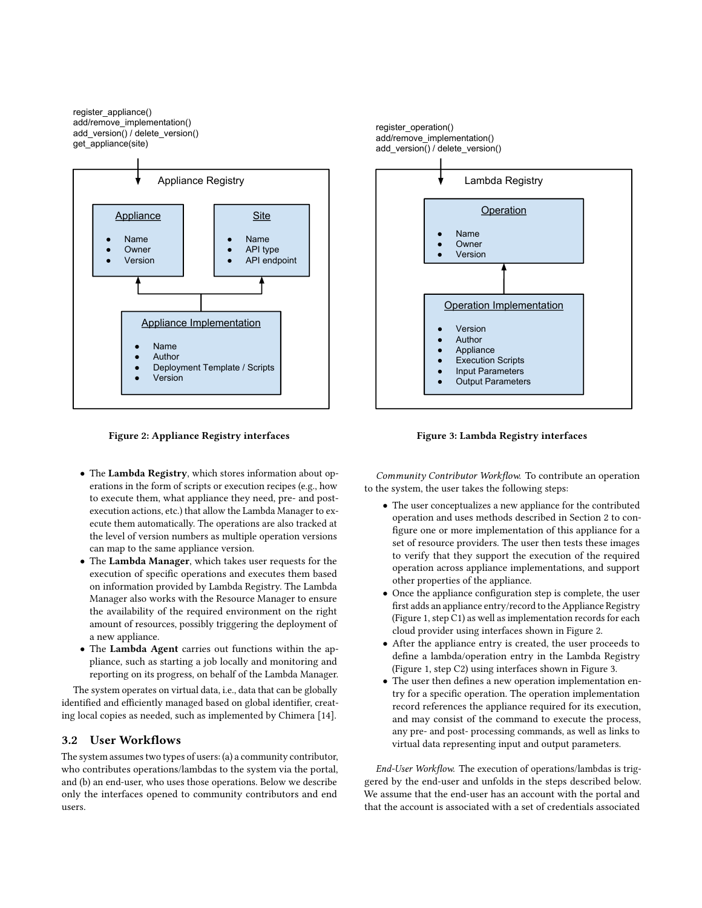Figure 2: Appliance Registry interfaces

Figure 3: Lambda Registry interfaces

- The **Lambda Registry**, which stores information about operations in the form of scripts or execution recipes (e.g., how to execute them, what appliance they need, pre- and post-execution actions, etc.) that allow the Lambda Manager to execute them automatically. The operations are also tracked at the level of version numbers as multiple operation versions can map to the same appliance version.
- The **Lambda Manager**, which takes user requests for the execution of specific operations and executes them based on information provided by Lambda Registry. The Lambda Manager also works with the Resource Manager to ensure the availability of the required environment on the right amount of resources, possibly triggering the deployment of a new appliance.
- The **Lambda Agent** carries out functions within the appliance, such as starting a job locally and monitoring and reporting on its progress, on behalf of the Lambda Manager.

The system operates on virtual data, i.e., data that can be globally identified and efficiently managed based on global identifier, creating local copies as needed, such as implemented by Chimera [14].

## 3.2 User Workflows

The system assumes two types of users: (a) a community contributor, who contributes operations/lambdas to the system via the portal, and (b) an end-user, who uses those operations. Below we describe only the interfaces opened to community contributors and end users.

*Community Contributor Workflow.* To contribute an operation to the system, the user takes the following steps:

- The user conceptualizes a new appliance for the contributed operation and uses methods described in Section 2 to configure one or more implementation of this appliance for a set of resource providers. The user then tests these images to verify that they support the execution of the required operation across appliance implementations, and support other properties of the appliance.
- Once the appliance configuration step is complete, the user first adds an appliance entry/record to the Appliance Registry (Figure 1, step C1) as well as implementation records for each cloud provider using interfaces shown in Figure 2.
- After the appliance entry is created, the user proceeds to define a lambda/operation entry in the Lambda Registry (Figure 1, step C2) using interfaces shown in Figure 3.
- The user then defines a new operation implementation entry for a specific operation. The operation implementation record references the appliance required for its execution, and may consist of the command to execute the process, any pre- and post- processing commands, as well as links to virtual data representing input and output parameters.

*End-User Workflow.* The execution of operations/lambdas is triggered by the end-user and unfolds in the steps described below. We assume that the end-user has an account with the portal and that the account is associated with a set of credentials associated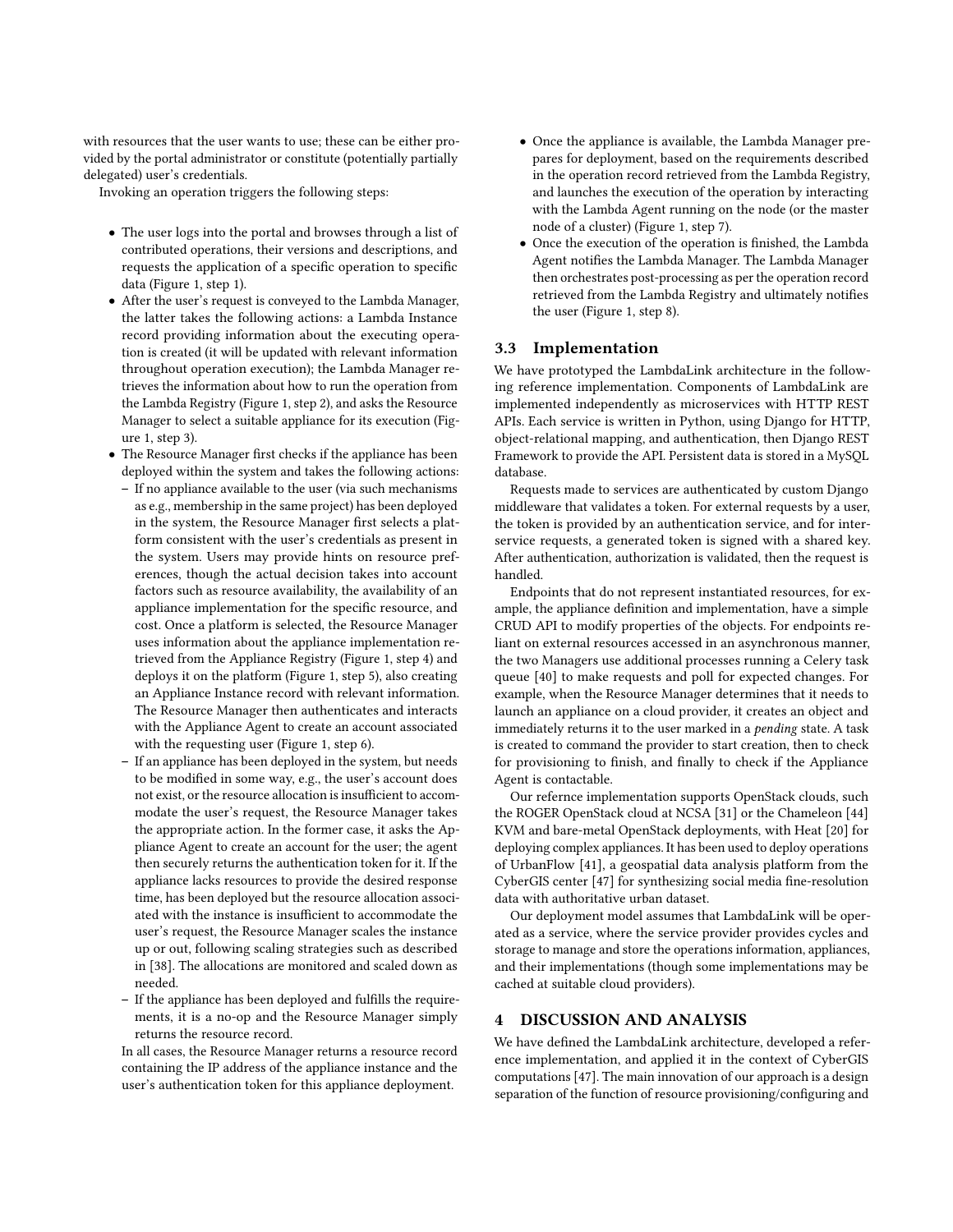with resources that the user wants to use; these can be either provided by the portal administrator or constitute (potentially partially delegated) user's credentials.

Invoking an operation triggers the following steps:

- The user logs into the portal and browses through a list of contributed operations, their versions and descriptions, and requests the application of a specific operation to specific data (Figure 1, step 1).
- After the user's request is conveyed to the Lambda Manager, the latter takes the following actions: a Lambda Instance record providing information about the executing operation is created (it will be updated with relevant information throughout operation execution); the Lambda Manager retrieves the information about how to run the operation from the Lambda Registry (Figure 1, step 2), and asks the Resource Manager to select a suitable appliance for its execution (Figure 1, step 3).
- The Resource Manager first checks if the appliance has been deployed within the system and takes the following actions:
  - If no appliance available to the user (via such mechanisms as e.g., membership in the same project) has been deployed in the system, the Resource Manager first selects a platform consistent with the user's credentials as present in the system. Users may provide hints on resource preferences, though the actual decision takes into account factors such as resource availability, the availability of an appliance implementation for the specific resource, and cost. Once a platform is selected, the Resource Manager uses information about the appliance implementation retrieved from the Appliance Registry (Figure 1, step 4) and deploys it on the platform (Figure 1, step 5), also creating an Appliance Instance record with relevant information. The Resource Manager then authenticates and interacts with the Appliance Agent to create an account associated with the requesting user (Figure 1, step 6).
  - If an appliance has been deployed in the system, but needs to be modified in some way, e.g., the user's account does not exist, or the resource allocation is insufficient to accommodate the user's request, the Resource Manager takes the appropriate action. In the former case, it asks the Appliance Agent to create an account for the user; the agent then securely returns the authentication token for it. If the appliance lacks resources to provide the desired response time, has been deployed but the resource allocation associated with the instance is insufficient to accommodate the user's request, the Resource Manager scales the instance up or out, following scaling strategies such as described in [38]. The allocations are monitored and scaled down as needed.
  - If the appliance has been deployed and fulfills the requirements, it is a no-op and the Resource Manager simply returns the resource record.

  In all cases, the Resource Manager returns a resource record containing the IP address of the appliance instance and the user's authentication token for this appliance deployment.
- Once the appliance is available, the Lambda Manager prepares for deployment, based on the requirements described in the operation record retrieved from the Lambda Registry, and launches the execution of the operation by interacting with the Lambda Agent running on the node (or the master node of a cluster) (Figure 1, step 7).
- Once the execution of the operation is finished, the Lambda Agent notifies the Lambda Manager. The Lambda Manager then orchestrates post-processing as per the operation record retrieved from the Lambda Registry and ultimately notifies the user (Figure 1, step 8).

### 3.3 Implementation

We have prototyped the LambdaLink architecture in the following reference implementation. Components of LambdaLink are implemented independently as microservices with HTTP REST APIs. Each service is written in Python, using Django for HTTP, object-relational mapping, and authentication, then Django REST Framework to provide the API. Persistent data is stored in a MySQL database.

Requests made to services are authenticated by custom Django middleware that validates a token. For external requests by a user, the token is provided by an authentication service, and for inter-service requests, a generated token is signed with a shared key. After authentication, authorization is validated, then the request is handled.

Endpoints that do not represent instantiated resources, for example, the appliance definition and implementation, have a simple CRUD API to modify properties of the objects. For endpoints reliant on external resources accessed in an asynchronous manner, the two Managers use additional processes running a Celery task queue [40] to make requests and poll for expected changes. For example, when the Resource Manager determines that it needs to launch an appliance on a cloud provider, it creates an object and immediately returns it to the user marked in a *pending* state. A task is created to command the provider to start creation, then to check for provisioning to finish, and finally to check if the Appliance Agent is contactable.

Our refernce implementation supports OpenStack clouds, such the ROGER OpenStack cloud at NCSA [31] or the Chameleon [44] KVM and bare-metal OpenStack deployments, with Heat [20] for deploying complex appliances. It has been used to deploy operations of UrbanFlow [41], a geospatial data analysis platform from the CyberGIS center [47] for synthesizing social media fine-resolution data with authoritative urban dataset.

Our deployment model assumes that LambdaLink will be operated as a service, where the service provider provides cycles and storage to manage and store the operations information, appliances, and their implementations (though some implementations may be cached at suitable cloud providers).

## 4 DISCUSSION AND ANALYSIS

We have defined the LambdaLink architecture, developed a reference implementation, and applied it in the context of CyberGIS computations [47]. The main innovation of our approach is a design separation of the function of resource provisioning/configuring and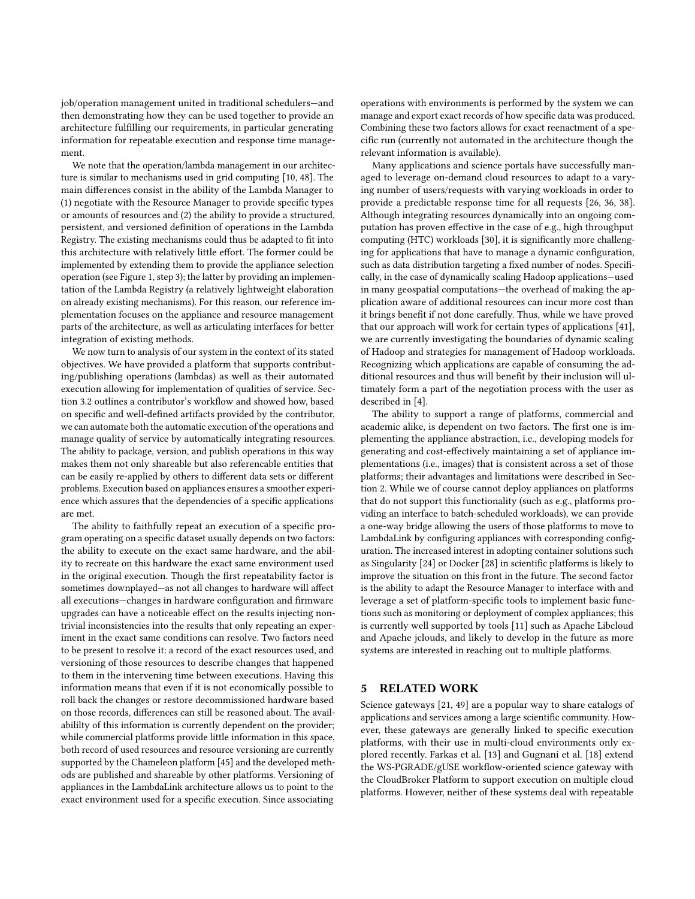job/operation management united in traditional schedulers—and then demonstrating how they can be used together to provide an architecture fulfilling our requirements, in particular generating information for repeatable execution and response time management.

We note that the operation/lambda management in our architecture is similar to mechanisms used in grid computing [10, 48]. The main differences consist in the ability of the Lambda Manager to (1) negotiate with the Resource Manager to provide specific types or amounts of resources and (2) the ability to provide a structured, persistent, and versioned definition of operations in the Lambda Registry. The existing mechanisms could thus be adapted to fit into this architecture with relatively little effort. The former could be implemented by extending them to provide the appliance selection operation (see Figure 1, step 3); the latter by providing an implementation of the Lambda Registry (a relatively lightweight elaboration on already existing mechanisms). For this reason, our reference implementation focuses on the appliance and resource management parts of the architecture, as well as articulating interfaces for better integration of existing methods.

We now turn to analysis of our system in the context of its stated objectives. We have provided a platform that supports contributing/publishing operations (lambdas) as well as their automated execution allowing for implementation of qualities of service. Section 3.2 outlines a contributor's workflow and showed how, based on specific and well-defined artifacts provided by the contributor, we can automate both the automatic execution of the operations and manage quality of service by automatically integrating resources. The ability to package, version, and publish operations in this way makes them not only shareable but also referencable entities that can be easily re-applied by others to different data sets or different problems. Execution based on appliances ensures a smoother experience which assures that the dependencies of a specific applications are met.

The ability to faithfully repeat an execution of a specific program operating on a specific dataset usually depends on two factors: the ability to execute on the exact same hardware, and the ability to recreate on this hardware the exact same environment used in the original execution. Though the first repeatability factor is sometimes downplayed—as not all changes to hardware will affect all executions—changes in hardware configuration and firmware upgrades can have a noticeable effect on the results injecting nontrivial inconsistencies into the results that only repeating an experiment in the exact same conditions can resolve. Two factors need to be present to resolve it: a record of the exact resources used, and versioning of those resources to describe changes that happened to them in the intervening time between executions. Having this information means that even if it is not economically possible to roll back the changes or restore decommissioned hardware based on those records, differences can still be reasoned about. The availabililty of this information is currently dependent on the provider; while commercial platforms provide little information in this space, both record of used resources and resource versioning are currently supported by the Chameleon platform [45] and the developed methods are published and shareable by other platforms. Versioning of appliances in the LambdaLink architecture allows us to point to the exact environment used for a specific execution. Since associating operations with environments is performed by the system we can manage and export exact records of how specific data was produced. Combining these two factors allows for exact reenactment of a specific run (currently not automated in the architecture though the relevant information is available).

Many applications and science portals have successfully managed to leverage on-demand cloud resources to adapt to a varying number of users/requests with varying workloads in order to provide a predictable response time for all requests [26, 36, 38]. Although integrating resources dynamically into an ongoing computation has proven effective in the case of e.g., high throughput computing (HTC) workloads [30], it is significantly more challenging for applications that have to manage a dynamic configuration, such as data distribution targeting a fixed number of nodes. Specifically, in the case of dynamically scaling Hadoop applications—used in many geospatial computations—the overhead of making the application aware of additional resources can incur more cost than it brings benefit if not done carefully. Thus, while we have proved that our approach will work for certain types of applications [41], we are currently investigating the boundaries of dynamic scaling of Hadoop and strategies for management of Hadoop workloads. Recognizing which applications are capable of consuming the additional resources and thus will benefit by their inclusion will ultimately form a part of the negotiation process with the user as described in [4].

The ability to support a range of platforms, commercial and academic alike, is dependent on two factors. The first one is implementing the appliance abstraction, i.e., developing models for generating and cost-effectively maintaining a set of appliance implementations (i.e., images) that is consistent across a set of those platforms; their advantages and limitations were described in Section 2. While we of course cannot deploy appliances on platforms that do not support this functionality (such as e.g., platforms providing an interface to batch-scheduled workloads), we can provide a one-way bridge allowing the users of those platforms to move to LambdaLink by configuring appliances with corresponding configuration. The increased interest in adopting container solutions such as Singularity [24] or Docker [28] in scientific platforms is likely to improve the situation on this front in the future. The second factor is the ability to adapt the Resource Manager to interface with and leverage a set of platform-specific tools to implement basic functions such as monitoring or deployment of complex appliances; this is currently well supported by tools [11] such as Apache Libcloud and Apache jclouds, and likely to develop in the future as more systems are interested in reaching out to multiple platforms.

## 5 RELATED WORK

Science gateways [21, 49] are a popular way to share catalogs of applications and services among a large scientific community. However, these gateways are generally linked to specific execution platforms, with their use in multi-cloud environments only explored recently. Farkas et al. [13] and Gugnani et al. [18] extend the WS-PGRADE/gUSE workflow-oriented science gateway with the CloudBroker Platform to support execution on multiple cloud platforms. However, neither of these systems deal with repeatable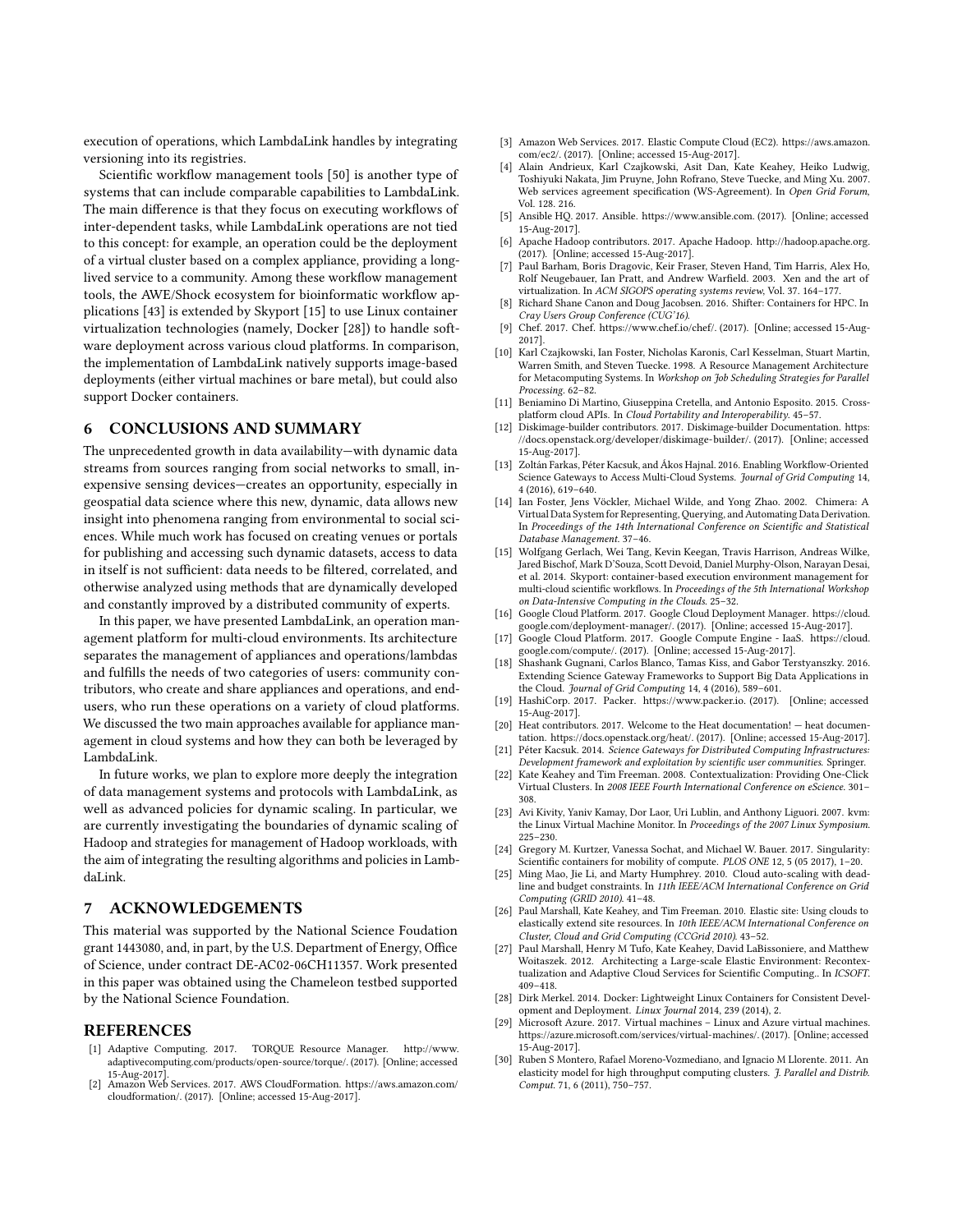execution of operations, which LambdaLink handles by integrating versioning into its registries.

Scientific workflow management tools [50] is another type of systems that can include comparable capabilities to LambdaLink. The main difference is that they focus on executing workflows of inter-dependent tasks, while LambdaLink operations are not tied to this concept: for example, an operation could be the deployment of a virtual cluster based on a complex appliance, providing a long-lived service to a community. Among these workflow management tools, the AWE/Shock ecosystem for bioinformatic workflow applications [43] is extended by Skyport [15] to use Linux container virtualization technologies (namely, Docker [28]) to handle software deployment across various cloud platforms. In comparison, the implementation of LambdaLink natively supports image-based deployments (either virtual machines or bare metal), but could also support Docker containers.

## 6 CONCLUSIONS AND SUMMARY

The unprecedented growth in data availability—with dynamic data streams from sources ranging from social networks to small, inexpensive sensing devices—creates an opportunity, especially in geospatial data science where this new, dynamic, data allows new insight into phenomena ranging from environmental to social sciences. While much work has focused on creating venues or portals for publishing and accessing such dynamic datasets, access to data in itself is not sufficient: data needs to be filtered, correlated, and otherwise analyzed using methods that are dynamically developed and constantly improved by a distributed community of experts.

In this paper, we have presented LambdaLink, an operation management platform for multi-cloud environments. Its architecture separates the management of appliances and operations/lambdas and fulfills the needs of two categories of users: community contributors, who create and share appliances and operations, and end-users, who run these operations on a variety of cloud platforms. We discussed the two main approaches available for appliance management in cloud systems and how they can both be leveraged by LambdaLink.

In future works, we plan to explore more deeply the integration of data management systems and protocols with LambdaLink, as well as advanced policies for dynamic scaling. In particular, we are currently investigating the boundaries of dynamic scaling of Hadoop and strategies for management of Hadoop workloads, with the aim of integrating the resulting algorithms and policies in LambdaLink.

## 7 ACKNOWLEDGEMENTS

This material was supported by the National Science Foudation grant 1443080, and, in part, by the U.S. Department of Energy, Office of Science, under contract DE-AC02-06CH11357. Work presented in this paper was obtained using the Chameleon testbed supported by the National Science Foundation.

## REFERENCES

- [1] Adaptive Computing. 2017. TORQUE Resource Manager. http://www.adaptivecomputing.com/products/open-source/torque/. (2017). [Online; accessed 15-Aug-2017].
- [2] Amazon Web Services. 2017. AWS CloudFormation. https://aws.amazon.com/cloudformation/. (2017). [Online; accessed 15-Aug-2017].
- [3] Amazon Web Services. 2017. Elastic Compute Cloud (EC2). https://aws.amazon.com/ec2/. (2017). [Online; accessed 15-Aug-2017].
- [4] Alain Andrieux, Karl Czajkowski, Asit Dan, Kate Keahey, Heiko Ludwig, Toshiyuki Nakata, Jim Pruyne, John Rofrano, Steve Tuecke, and Ming Xu. 2007. Web services agreement specification (WS-Agreement). In *Open Grid Forum*, Vol. 128. 216.
- [5] Ansible HQ. 2017. Ansible. https://www.ansible.com. (2017). [Online; accessed 15-Aug-2017].
- [6] Apache Hadoop contributors. 2017. Apache Hadoop. http://hadoop.apache.org. (2017). [Online; accessed 15-Aug-2017].
- [7] Paul Barham, Boris Dragovic, Keir Fraser, Steven Hand, Tim Harris, Alex Ho, Rolf Neugebauer, Ian Pratt, and Andrew Warfield. 2003. Xen and the art of virtualization. In *ACM SIGOPS operating systems review*, Vol. 37. 164–177.
- [8] Richard Shane Canon and Doug Jacobsen. 2016. Shifter: Containers for HPC. In *Cray Users Group Conference (CUG'16)*.
- [9] Chef. 2017. Chef. https://www.chef.io/chef/. (2017). [Online; accessed 15-Aug-2017].
- [10] Karl Czajkowski, Ian Foster, Nicholas Karonis, Carl Kesselman, Stuart Martin, Warren Smith, and Steven Tuecke. 1998. A Resource Management Architecture for Metacomputing Systems. In *Workshop on Job Scheduling Strategies for Parallel Processing*. 62–82.
- [11] Beniamino Di Martino, Giuseppina Cretella, and Antonio Esposito. 2015. Cross-platform cloud APIs. In *Cloud Portability and Interoperability*. 45–57.
- [12] Diskimage-builder contributors. 2017. Diskimage-builder Documentation. https://docs.openstack.org/developer/diskimage-builder/. (2017). [Online; accessed 15-Aug-2017].
- [13] Zoltán Farkas, Péter Kacsuk, and Ákos Hajnal. 2016. Enabling Workflow-Oriented Science Gateways to Access Multi-Cloud Systems. *Journal of Grid Computing* 14, 4 (2016), 619–640.
- [14] Ian Foster, Jens Vöckler, Michael Wilde, and Yong Zhao. 2002. Chimera: A Virtual Data System for Representing, Querying, and Automating Data Derivation. In *Proceedings of the 14th International Conference on Scientific and Statistical Database Management*. 37–46.
- [15] Wolfgang Gerlach, Wei Tang, Kevin Keegan, Travis Harrison, Andreas Wilke, Jared Bischof, Mark D'Souza, Scott Devoid, Daniel Murphy-Olson, Narayan Desai, et al. 2014. Skyport: container-based execution environment management for multi-cloud scientific workflows. In *Proceedings of the 5th International Workshop on Data-Intensive Computing in the Clouds*. 25–32.
- [16] Google Cloud Platform. 2017. Google Cloud Deployment Manager. https://cloud.google.com/deployment-manager/. (2017). [Online; accessed 15-Aug-2017].
- [17] Google Cloud Platform. 2017. Google Compute Engine - IaaS. https://cloud.google.com/compute/. (2017). [Online; accessed 15-Aug-2017].
- [18] Shashank Gugnani, Carlos Blanco, Tamas Kiss, and Gabor Terstyanszky. 2016. Extending Science Gateway Frameworks to Support Big Data Applications in the Cloud. *Journal of Grid Computing* 14, 4 (2016), 589–601.
- [19] HashiCorp. 2017. Packer. https://www.packer.io. (2017). [Online; accessed 15-Aug-2017].
- [20] Heat contributors. 2017. Welcome to the Heat documentation! — heat documentation. https://docs.openstack.org/heat/. (2017). [Online; accessed 15-Aug-2017].
- [21] Péter Kacsuk. 2014. *Science Gateways for Distributed Computing Infrastructures: Development framework and exploitation by scientific user communities*. Springer.
- [22] Kate Keahey and Tim Freeman. 2008. Contextualization: Providing One-Click Virtual Clusters. In *2008 IEEE Fourth International Conference on eScience*. 301–308.
- [23] Avi Kivity, Yaniv Kamay, Dor Laor, Uri Lublin, and Anthony Liguori. 2007. kvm: the Linux Virtual Machine Monitor. In *Proceedings of the 2007 Linux Symposium*. 225–230.
- [24] Gregory M. Kurtzer, Vanessa Sochat, and Michael W. Bauer. 2017. Singularity: Scientific containers for mobility of compute. *PLOS ONE* 12, 5 (05 2017), 1–20.
- [25] Ming Mao, Jie Li, and Marty Humphrey. 2010. Cloud auto-scaling with deadline and budget constraints. In *11th IEEE/ACM International Conference on Grid Computing (GRID 2010)*. 41–48.
- [26] Paul Marshall, Kate Keahey, and Tim Freeman. 2010. Elastic site: Using clouds to elastically extend site resources. In *10th IEEE/ACM International Conference on Cluster, Cloud and Grid Computing (CCGrid 2010)*. 43–52.
- [27] Paul Marshall, Henry M Tufo, Kate Keahey, David LaBissoniere, and Matthew Woitaszek. 2012. Architecting a Large-scale Elastic Environment: Recontextualization and Adaptive Cloud Services for Scientific Computing.. In *ICSOFT*. 409–418.
- [28] Dirk Merkel. 2014. Docker: Lightweight Linux Containers for Consistent Development and Deployment. *Linux Journal* 2014, 239 (2014), 2.
- [29] Microsoft Azure. 2017. Virtual machines – Linux and Azure virtual machines. https://azure.microsoft.com/services/virtual-machines/. (2017). [Online; accessed 15-Aug-2017].
- [30] Ruben S Montero, Rafael Moreno-Vozmediano, and Ignacio M Llorente. 2011. An elasticity model for high throughput computing clusters. *J. Parallel and Distrib. Comput.* 71, 6 (2011), 750–757.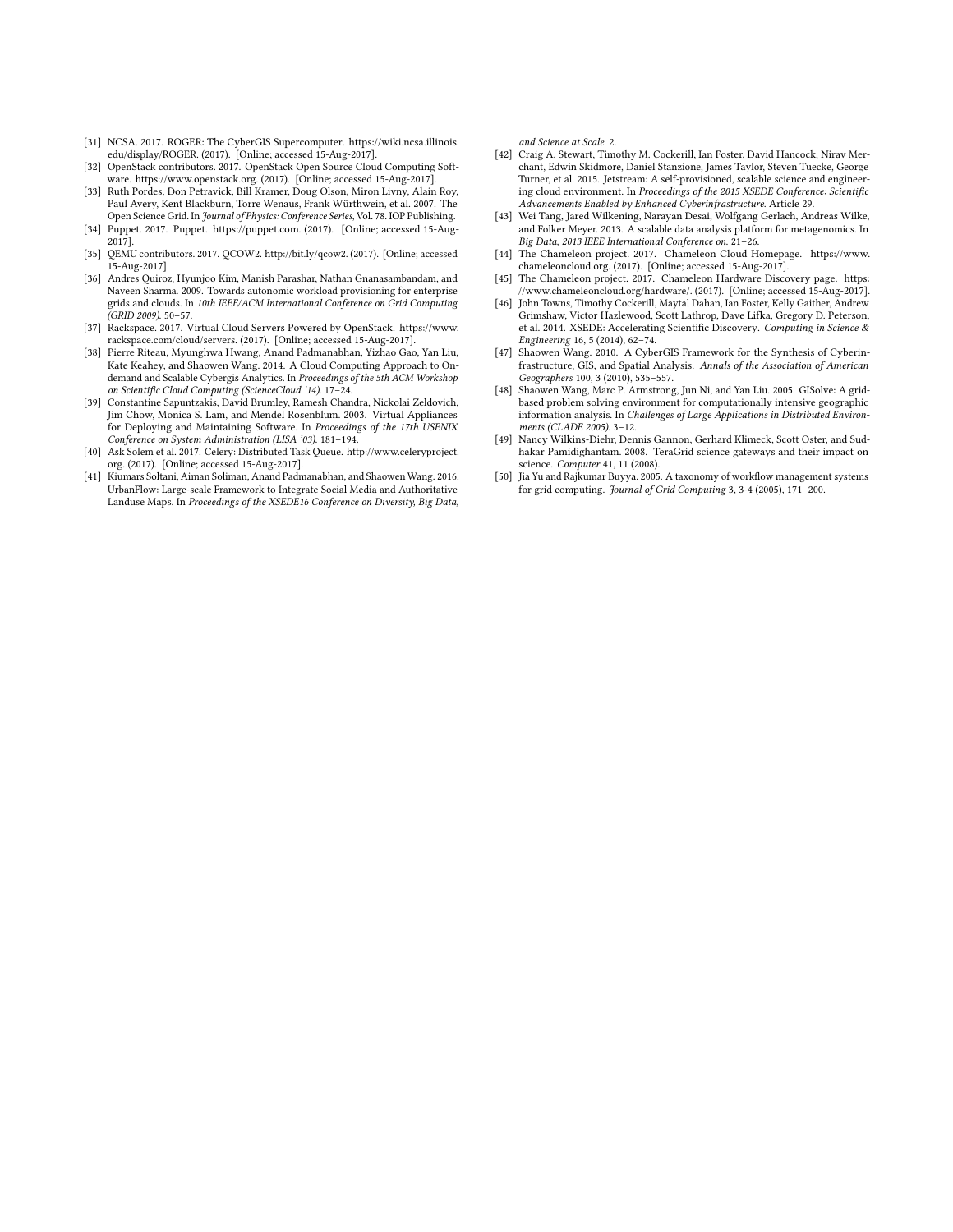[31] NCSA. 2017. ROGER: The CyberGIS Supercomputer. https://wiki.ncsa.illinois.edu/display/ROGER. (2017). [Online; accessed 15-Aug-2017].

[32] OpenStack contributors. 2017. OpenStack Open Source Cloud Computing Software. https://www.openstack.org. (2017). [Online; accessed 15-Aug-2017].

[33] Ruth Pordes, Don Petravick, Bill Kramer, Doug Olson, Miron Livny, Alain Roy, Paul Avery, Kent Blackburn, Torre Wenaus, Frank Würthwein, et al. 2007. The Open Science Grid. In *Journal of Physics: Conference Series*, Vol. 78. IOP Publishing.

[34] Puppet. 2017. Puppet. https://puppet.com. (2017). [Online; accessed 15-Aug-2017].

[35] QEMU contributors. 2017. QCOW2. http://bit.ly/qcow2. (2017). [Online; accessed 15-Aug-2017].

[36] Andres Quiroz, Hyunjoo Kim, Manish Parashar, Nathan Gnanasambandam, and Naveen Sharma. 2009. Towards autonomic workload provisioning for enterprise grids and clouds. In *10th IEEE/ACM International Conference on Grid Computing (GRID 2009)*. 50–57.

[37] Rackspace. 2017. Virtual Cloud Servers Powered by OpenStack. https://www.rackspace.com/cloud/servers. (2017). [Online; accessed 15-Aug-2017].

[38] Pierre Riteau, Myunghwa Hwang, Anand Padmanabhan, Yizhao Gao, Yan Liu, Kate Keahey, and Shaowen Wang. 2014. A Cloud Computing Approach to On-demand and Scalable Cybergis Analytics. In *Proceedings of the 5th ACM Workshop on Scientific Cloud Computing (ScienceCloud '14)*. 17–24.

[39] Constantine Sapuntzakis, David Brumley, Ramesh Chandra, Nickolai Zeldovich, Jim Chow, Monica S. Lam, and Mendel Rosenblum. 2003. Virtual Appliances for Deploying and Maintaining Software. In *Proceedings of the 17th USENIX Conference on System Administration (LISA '03)*. 181–194.

[40] Ask Solem et al. 2017. Celery: Distributed Task Queue. http://www.celeryproject.org. (2017). [Online; accessed 15-Aug-2017].

[41] Kiumars Soltani, Aiman Soliman, Anand Padmanabhan, and Shaowen Wang. 2016. UrbanFlow: Large-scale Framework to Integrate Social Media and Authoritative Landuse Maps. In *Proceedings of the XSEDE16 Conference on Diversity, Big Data, and Science at Scale*. 2.

[42] Craig A. Stewart, Timothy M. Cockerill, Ian Foster, David Hancock, Nirav Merchant, Edwin Skidmore, Daniel Stanzione, James Taylor, Steven Tuecke, George Turner, et al. 2015. Jetstream: A self-provisioned, scalable science and engineering cloud environment. In *Proceedings of the 2015 XSEDE Conference: Scientific Advancements Enabled by Enhanced Cyberinfrastructure*. Article 29.

[43] Wei Tang, Jared Wilkening, Narayan Desai, Wolfgang Gerlach, Andreas Wilke, and Folker Meyer. 2013. A scalable data analysis platform for metagenomics. In *Big Data, 2013 IEEE International Conference on*. 21–26.

[44] The Chameleon project. 2017. Chameleon Cloud Homepage. https://www.chameleoncloud.org. (2017). [Online; accessed 15-Aug-2017].

[45] The Chameleon project. 2017. Chameleon Hardware Discovery page. https://www.chameleoncloud.org/hardware/. (2017). [Online; accessed 15-Aug-2017].

[46] John Towns, Timothy Cockerill, Maytal Dahan, Ian Foster, Kelly Gaither, Andrew Grimshaw, Victor Hazlewood, Scott Lathrop, Dave Lifka, Gregory D. Peterson, et al. 2014. XSEDE: Accelerating Scientific Discovery. *Computing in Science & Engineering* 16, 5 (2014), 62–74.

[47] Shaowen Wang. 2010. A CyberGIS Framework for the Synthesis of Cyberinfrastructure, GIS, and Spatial Analysis. *Annals of the Association of American Geographers* 100, 3 (2010), 535–557.

[48] Shaowen Wang, Marc P. Armstrong, Jun Ni, and Yan Liu. 2005. GISolve: A grid-based problem solving environment for computationally intensive geographic information analysis. In *Challenges of Large Applications in Distributed Environments (CLADE 2005)*. 3–12.

[49] Nancy Wilkins-Diehr, Dennis Gannon, Gerhard Klimeck, Scott Oster, and Sudhakar Pamidighantam. 2008. TeraGrid science gateways and their impact on science. *Computer* 41, 11 (2008).

[50] Jia Yu and Rajkumar Buyya. 2005. A taxonomy of workflow management systems for grid computing. *Journal of Grid Computing* 3, 3-4 (2005), 171–200.